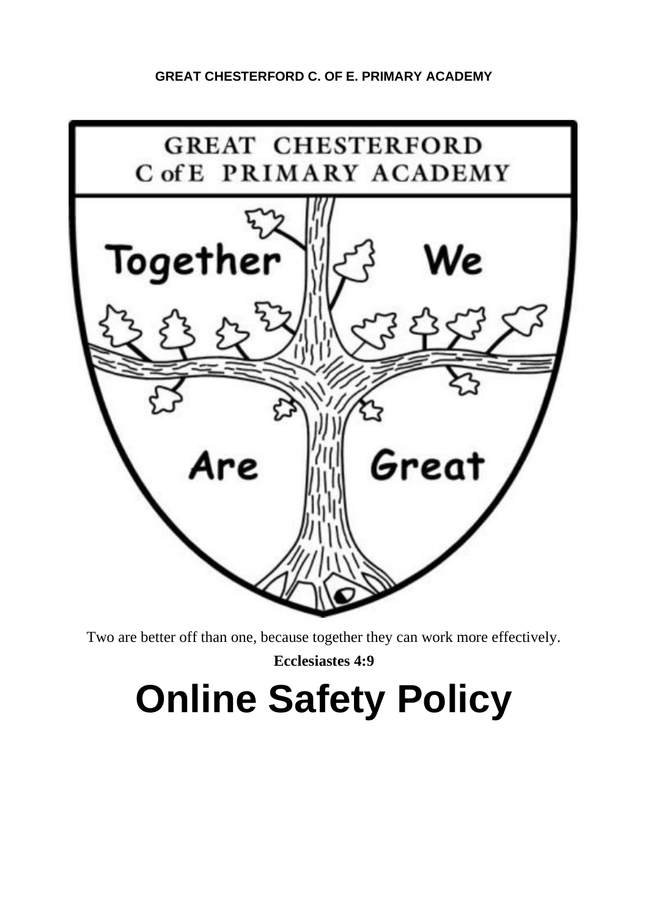**GREAT CHESTERFORD C. OF E. PRIMARY ACADEMY**

GREAT CHESTERFORD C of E PRIMARY ACADEMY

Together We Are Great

Two are better off than one, because together they can work more effectively.

**Ecclesiastes 4:9**

# Online Safety Policy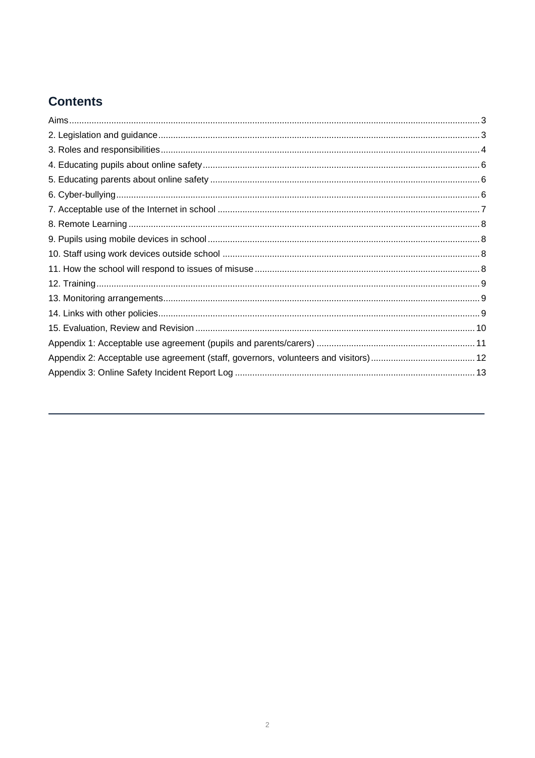## Contents

Aims ........................................................................................................................................................ 3
2. Legislation and guidance ..................................................................................................................... 3
3. Roles and responsibilities ..................................................................................................................... 4
4. Educating pupils about online safety ...................................................................................................... 6
5. Educating parents about online safety .................................................................................................... 6
6. Cyber-bullying ........................................................................................................................................ 6
7. Acceptable use of the Internet in school ................................................................................................. 7
8. Remote Learning .................................................................................................................................... 8
9. Pupils using mobile devices in school ..................................................................................................... 8
10. Staff using work devices outside school ................................................................................................ 8
11. How the school will respond to issues of misuse ................................................................................... 8
12. Training ................................................................................................................................................ 9
13. Monitoring arrangements ...................................................................................................................... 9
14. Links with other policies ........................................................................................................................ 9
15. Evaluation, Review and Revision ......................................................................................................... 10
Appendix 1: Acceptable use agreement (pupils and parents/carers) ........................................................ 11
Appendix 2: Acceptable use agreement (staff, governors, volunteers and visitors) .................................. 12
Appendix 3: Online Safety Incident Report Log ......................................................................................... 13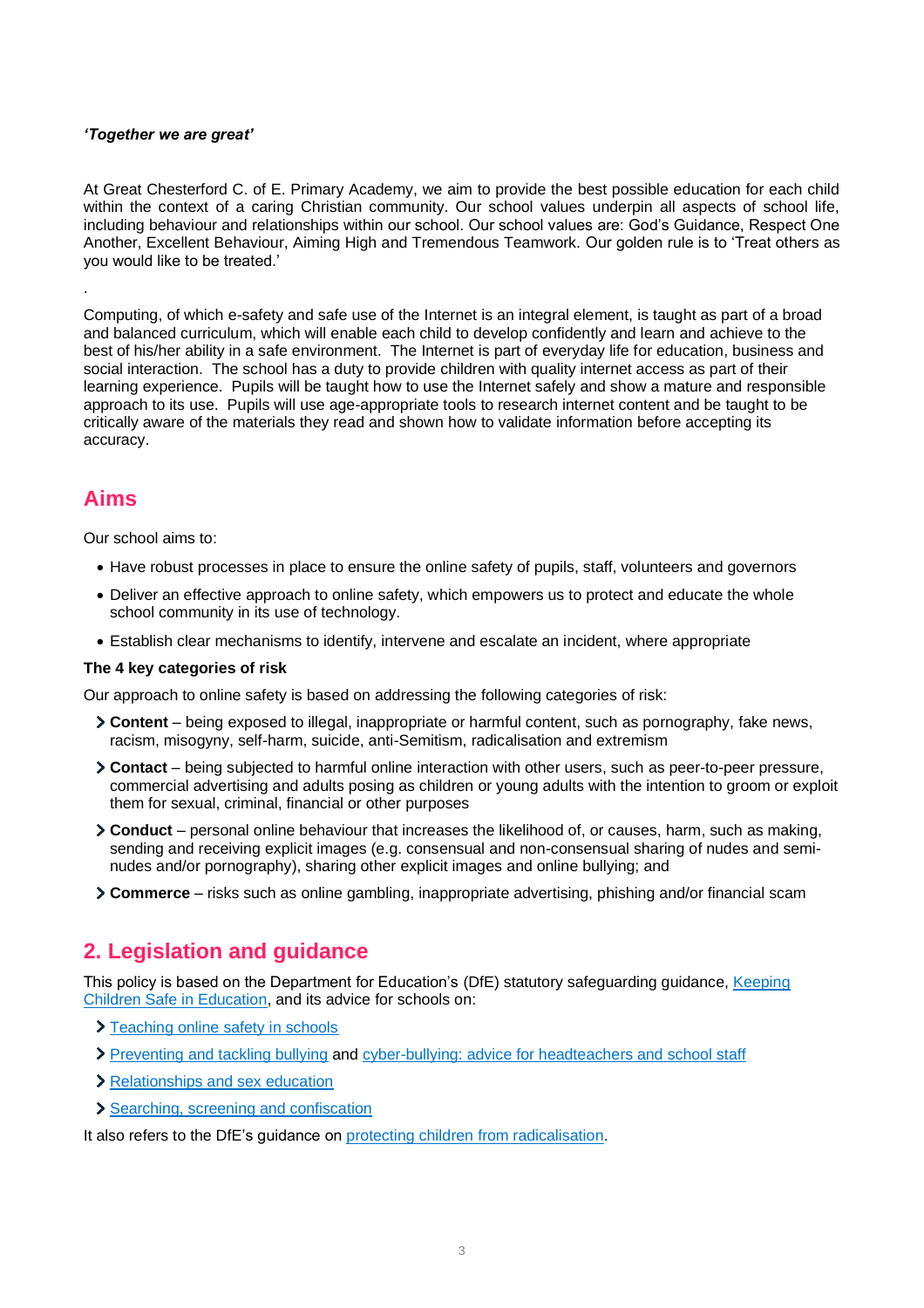***'Together we are great'***

At Great Chesterford C. of E. Primary Academy, we aim to provide the best possible education for each child within the context of a caring Christian community. Our school values underpin all aspects of school life, including behaviour and relationships within our school. Our school values are: God's Guidance, Respect One Another, Excellent Behaviour, Aiming High and Tremendous Teamwork. Our golden rule is to 'Treat others as you would like to be treated.'

.

Computing, of which e-safety and safe use of the Internet is an integral element, is taught as part of a broad and balanced curriculum, which will enable each child to develop confidently and learn and achieve to the best of his/her ability in a safe environment. The Internet is part of everyday life for education, business and social interaction. The school has a duty to provide children with quality internet access as part of their learning experience. Pupils will be taught how to use the Internet safely and show a mature and responsible approach to its use. Pupils will use age-appropriate tools to research internet content and be taught to be critically aware of the materials they read and shown how to validate information before accepting its accuracy.

## Aims

Our school aims to:

- Have robust processes in place to ensure the online safety of pupils, staff, volunteers and governors
- Deliver an effective approach to online safety, which empowers us to protect and educate the whole school community in its use of technology.
- Establish clear mechanisms to identify, intervene and escalate an incident, where appropriate

**The 4 key categories of risk**

Our approach to online safety is based on addressing the following categories of risk:

- **Content** – being exposed to illegal, inappropriate or harmful content, such as pornography, fake news, racism, misogyny, self-harm, suicide, anti-Semitism, radicalisation and extremism
- **Contact** – being subjected to harmful online interaction with other users, such as peer-to-peer pressure, commercial advertising and adults posing as children or young adults with the intention to groom or exploit them for sexual, criminal, financial or other purposes
- **Conduct** – personal online behaviour that increases the likelihood of, or causes, harm, such as making, sending and receiving explicit images (e.g. consensual and non-consensual sharing of nudes and semi-nudes and/or pornography), sharing other explicit images and online bullying; and
- **Commerce** – risks such as online gambling, inappropriate advertising, phishing and/or financial scam

## 2. Legislation and guidance

This policy is based on the Department for Education's (DfE) statutory safeguarding guidance, Keeping Children Safe in Education, and its advice for schools on:

- Teaching online safety in schools
- Preventing and tackling bullying and cyber-bullying: advice for headteachers and school staff
- Relationships and sex education
- Searching, screening and confiscation

It also refers to the DfE's guidance on protecting children from radicalisation.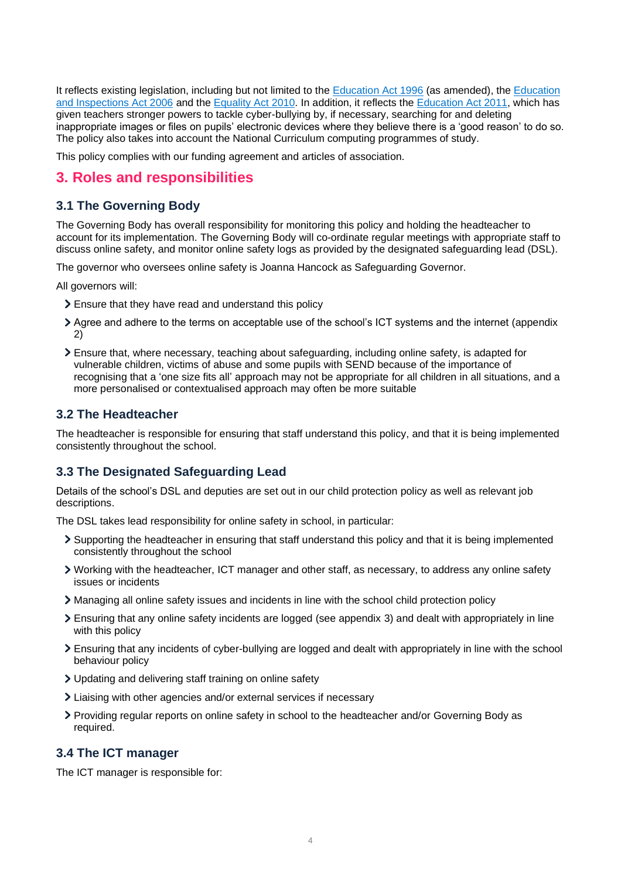It reflects existing legislation, including but not limited to the Education Act 1996 (as amended), the Education and Inspections Act 2006 and the Equality Act 2010. In addition, it reflects the Education Act 2011, which has given teachers stronger powers to tackle cyber-bullying by, if necessary, searching for and deleting inappropriate images or files on pupils' electronic devices where they believe there is a 'good reason' to do so. The policy also takes into account the National Curriculum computing programmes of study.

This policy complies with our funding agreement and articles of association.

## 3. Roles and responsibilities

### 3.1 The Governing Body

The Governing Body has overall responsibility for monitoring this policy and holding the headteacher to account for its implementation. The Governing Body will co-ordinate regular meetings with appropriate staff to discuss online safety, and monitor online safety logs as provided by the designated safeguarding lead (DSL).

The governor who oversees online safety is Joanna Hancock as Safeguarding Governor.

All governors will:

- Ensure that they have read and understand this policy
- Agree and adhere to the terms on acceptable use of the school's ICT systems and the internet (appendix 2)
- Ensure that, where necessary, teaching about safeguarding, including online safety, is adapted for vulnerable children, victims of abuse and some pupils with SEND because of the importance of recognising that a 'one size fits all' approach may not be appropriate for all children in all situations, and a more personalised or contextualised approach may often be more suitable

### 3.2 The Headteacher

The headteacher is responsible for ensuring that staff understand this policy, and that it is being implemented consistently throughout the school.

### 3.3 The Designated Safeguarding Lead

Details of the school's DSL and deputies are set out in our child protection policy as well as relevant job descriptions.

The DSL takes lead responsibility for online safety in school, in particular:

- Supporting the headteacher in ensuring that staff understand this policy and that it is being implemented consistently throughout the school
- Working with the headteacher, ICT manager and other staff, as necessary, to address any online safety issues or incidents
- Managing all online safety issues and incidents in line with the school child protection policy
- Ensuring that any online safety incidents are logged (see appendix 3) and dealt with appropriately in line with this policy
- Ensuring that any incidents of cyber-bullying are logged and dealt with appropriately in line with the school behaviour policy
- Updating and delivering staff training on online safety
- Liaising with other agencies and/or external services if necessary
- Providing regular reports on online safety in school to the headteacher and/or Governing Body as required.

### 3.4 The ICT manager

The ICT manager is responsible for: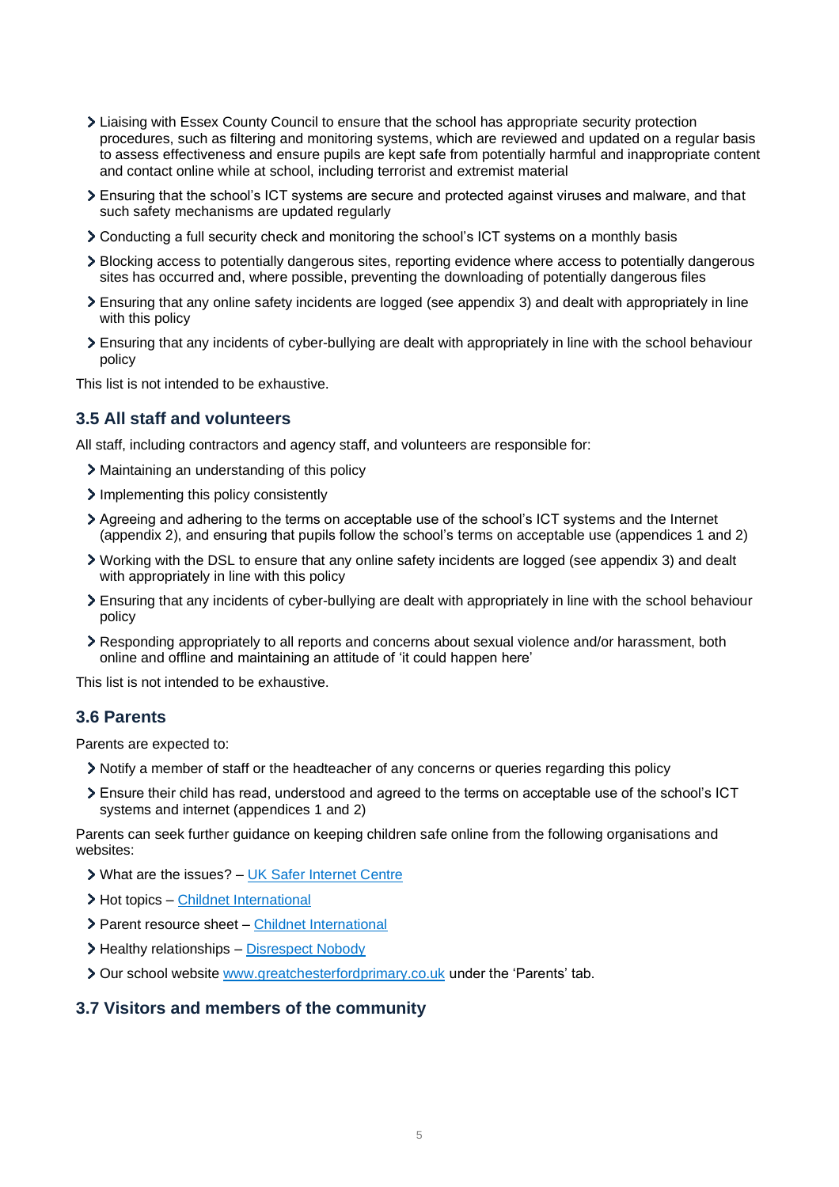- Liaising with Essex County Council to ensure that the school has appropriate security protection procedures, such as filtering and monitoring systems, which are reviewed and updated on a regular basis to assess effectiveness and ensure pupils are kept safe from potentially harmful and inappropriate content and contact online while at school, including terrorist and extremist material
- Ensuring that the school's ICT systems are secure and protected against viruses and malware, and that such safety mechanisms are updated regularly
- Conducting a full security check and monitoring the school's ICT systems on a monthly basis
- Blocking access to potentially dangerous sites, reporting evidence where access to potentially dangerous sites has occurred and, where possible, preventing the downloading of potentially dangerous files
- Ensuring that any online safety incidents are logged (see appendix 3) and dealt with appropriately in line with this policy
- Ensuring that any incidents of cyber-bullying are dealt with appropriately in line with the school behaviour policy

This list is not intended to be exhaustive.

### 3.5 All staff and volunteers

All staff, including contractors and agency staff, and volunteers are responsible for:

- Maintaining an understanding of this policy
- Implementing this policy consistently
- Agreeing and adhering to the terms on acceptable use of the school's ICT systems and the Internet (appendix 2), and ensuring that pupils follow the school's terms on acceptable use (appendices 1 and 2)
- Working with the DSL to ensure that any online safety incidents are logged (see appendix 3) and dealt with appropriately in line with this policy
- Ensuring that any incidents of cyber-bullying are dealt with appropriately in line with the school behaviour policy
- Responding appropriately to all reports and concerns about sexual violence and/or harassment, both online and offline and maintaining an attitude of 'it could happen here'

This list is not intended to be exhaustive.

### 3.6 Parents

Parents are expected to:

- Notify a member of staff or the headteacher of any concerns or queries regarding this policy
- Ensure their child has read, understood and agreed to the terms on acceptable use of the school's ICT systems and internet (appendices 1 and 2)

Parents can seek further guidance on keeping children safe online from the following organisations and websites:

- What are the issues? – UK Safer Internet Centre
- Hot topics – Childnet International
- Parent resource sheet – Childnet International
- Healthy relationships – Disrespect Nobody
- Our school website www.greatchesterfordprimary.co.uk under the 'Parents' tab.

### 3.7 Visitors and members of the community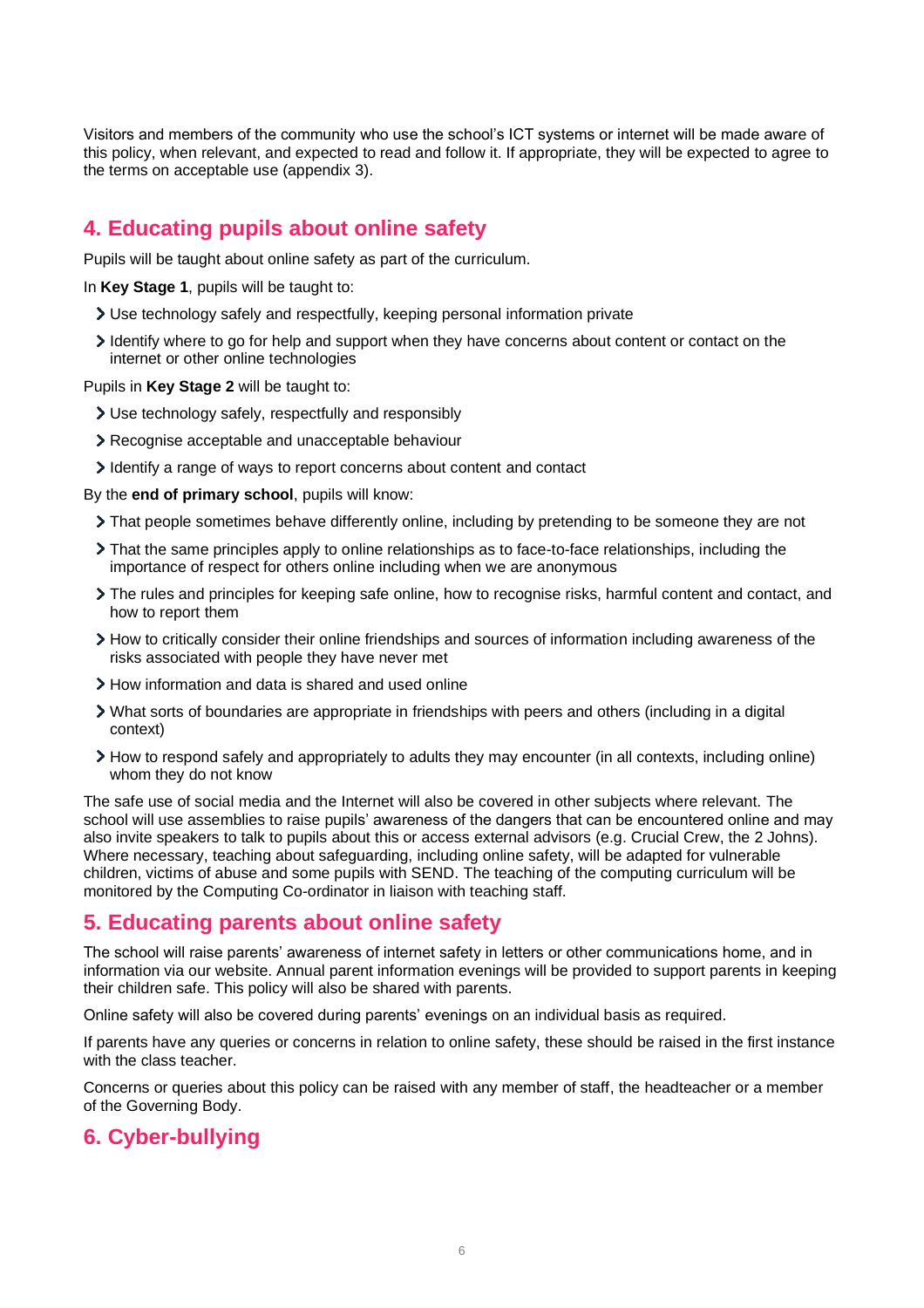Visitors and members of the community who use the school's ICT systems or internet will be made aware of this policy, when relevant, and expected to read and follow it. If appropriate, they will be expected to agree to the terms on acceptable use (appendix 3).

## 4. Educating pupils about online safety

Pupils will be taught about online safety as part of the curriculum.

In **Key Stage 1**, pupils will be taught to:

- Use technology safely and respectfully, keeping personal information private
- Identify where to go for help and support when they have concerns about content or contact on the internet or other online technologies

Pupils in **Key Stage 2** will be taught to:

- Use technology safely, respectfully and responsibly
- Recognise acceptable and unacceptable behaviour
- Identify a range of ways to report concerns about content and contact

By the **end of primary school**, pupils will know:

- That people sometimes behave differently online, including by pretending to be someone they are not
- That the same principles apply to online relationships as to face-to-face relationships, including the importance of respect for others online including when we are anonymous
- The rules and principles for keeping safe online, how to recognise risks, harmful content and contact, and how to report them
- How to critically consider their online friendships and sources of information including awareness of the risks associated with people they have never met
- How information and data is shared and used online
- What sorts of boundaries are appropriate in friendships with peers and others (including in a digital context)
- How to respond safely and appropriately to adults they may encounter (in all contexts, including online) whom they do not know

The safe use of social media and the Internet will also be covered in other subjects where relevant. The school will use assemblies to raise pupils' awareness of the dangers that can be encountered online and may also invite speakers to talk to pupils about this or access external advisors (e.g. Crucial Crew, the 2 Johns). Where necessary, teaching about safeguarding, including online safety, will be adapted for vulnerable children, victims of abuse and some pupils with SEND. The teaching of the computing curriculum will be monitored by the Computing Co-ordinator in liaison with teaching staff.

## 5. Educating parents about online safety

The school will raise parents' awareness of internet safety in letters or other communications home, and in information via our website. Annual parent information evenings will be provided to support parents in keeping their children safe. This policy will also be shared with parents.

Online safety will also be covered during parents' evenings on an individual basis as required.

If parents have any queries or concerns in relation to online safety, these should be raised in the first instance with the class teacher.

Concerns or queries about this policy can be raised with any member of staff, the headteacher or a member of the Governing Body.

## 6. Cyber-bullying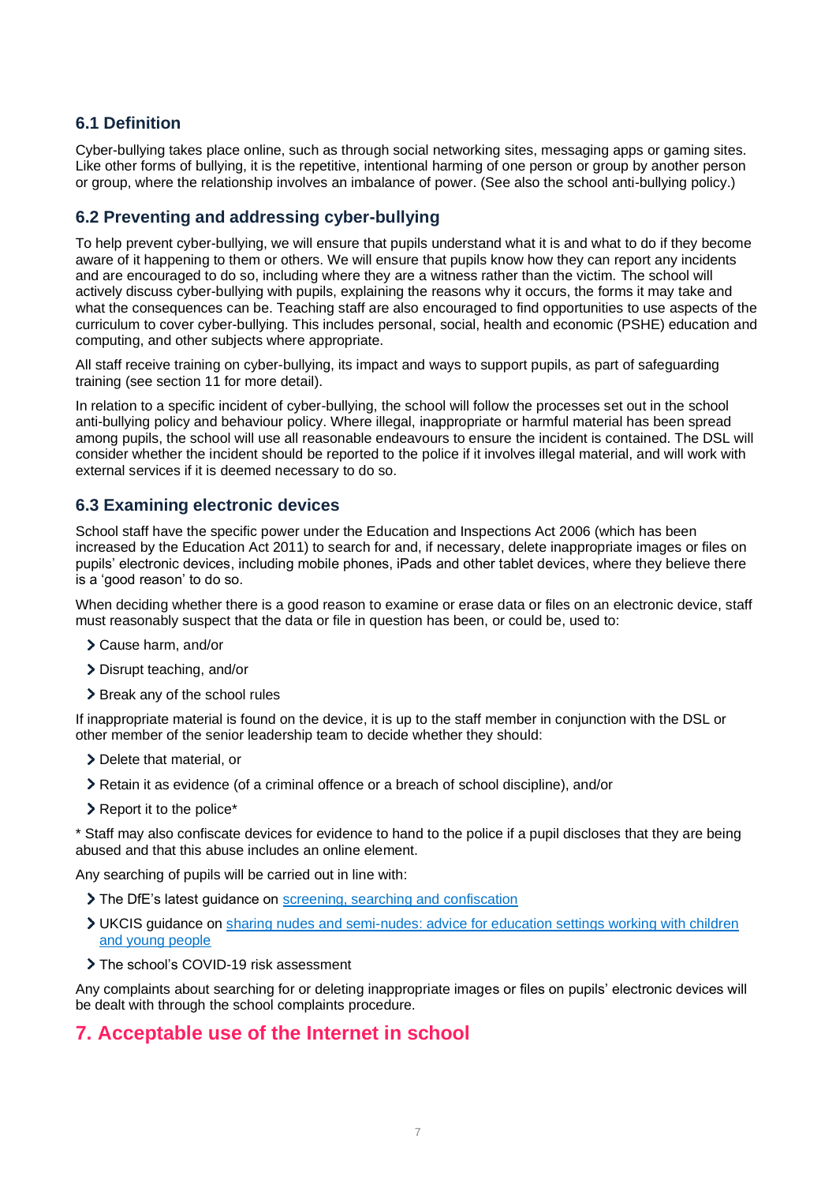### 6.1 Definition

Cyber-bullying takes place online, such as through social networking sites, messaging apps or gaming sites. Like other forms of bullying, it is the repetitive, intentional harming of one person or group by another person or group, where the relationship involves an imbalance of power. (See also the school anti-bullying policy.)

### 6.2 Preventing and addressing cyber-bullying

To help prevent cyber-bullying, we will ensure that pupils understand what it is and what to do if they become aware of it happening to them or others. We will ensure that pupils know how they can report any incidents and are encouraged to do so, including where they are a witness rather than the victim. The school will actively discuss cyber-bullying with pupils, explaining the reasons why it occurs, the forms it may take and what the consequences can be. Teaching staff are also encouraged to find opportunities to use aspects of the curriculum to cover cyber-bullying. This includes personal, social, health and economic (PSHE) education and computing, and other subjects where appropriate.

All staff receive training on cyber-bullying, its impact and ways to support pupils, as part of safeguarding training (see section 11 for more detail).

In relation to a specific incident of cyber-bullying, the school will follow the processes set out in the school anti-bullying policy and behaviour policy. Where illegal, inappropriate or harmful material has been spread among pupils, the school will use all reasonable endeavours to ensure the incident is contained. The DSL will consider whether the incident should be reported to the police if it involves illegal material, and will work with external services if it is deemed necessary to do so.

### 6.3 Examining electronic devices

School staff have the specific power under the Education and Inspections Act 2006 (which has been increased by the Education Act 2011) to search for and, if necessary, delete inappropriate images or files on pupils' electronic devices, including mobile phones, iPads and other tablet devices, where they believe there is a 'good reason' to do so.

When deciding whether there is a good reason to examine or erase data or files on an electronic device, staff must reasonably suspect that the data or file in question has been, or could be, used to:

- Cause harm, and/or
- Disrupt teaching, and/or
- Break any of the school rules

If inappropriate material is found on the device, it is up to the staff member in conjunction with the DSL or other member of the senior leadership team to decide whether they should:

- Delete that material, or
- Retain it as evidence (of a criminal offence or a breach of school discipline), and/or
- Report it to the police*

* Staff may also confiscate devices for evidence to hand to the police if a pupil discloses that they are being abused and that this abuse includes an online element.

Any searching of pupils will be carried out in line with:

- The DfE's latest guidance on [screening, searching and confiscation]
- UKCIS guidance on [sharing nudes and semi-nudes: advice for education settings working with children and young people]
- The school's COVID-19 risk assessment

Any complaints about searching for or deleting inappropriate images or files on pupils' electronic devices will be dealt with through the school complaints procedure.

## 7. Acceptable use of the Internet in school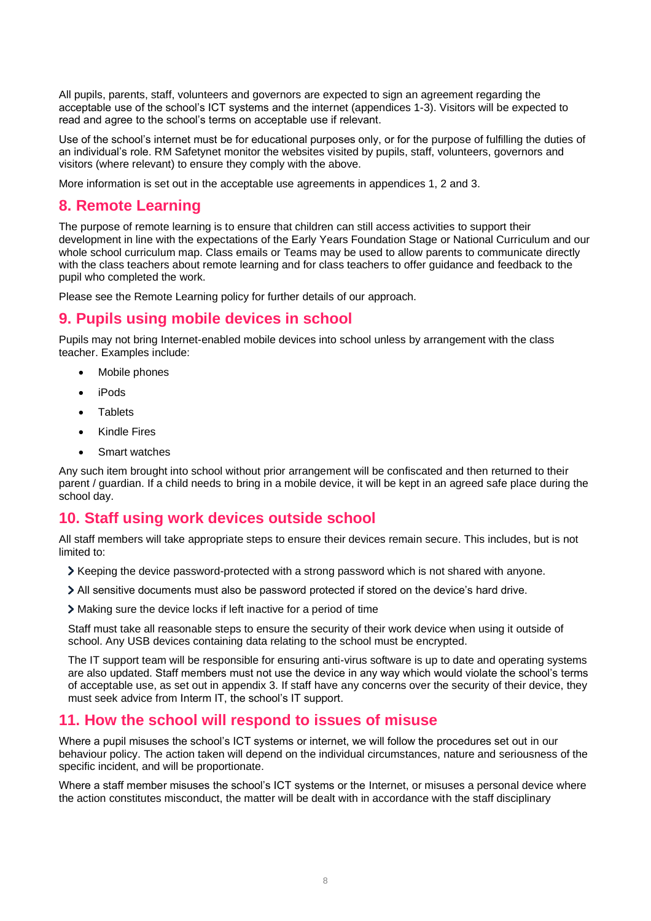All pupils, parents, staff, volunteers and governors are expected to sign an agreement regarding the acceptable use of the school's ICT systems and the internet (appendices 1-3). Visitors will be expected to read and agree to the school's terms on acceptable use if relevant.

Use of the school's internet must be for educational purposes only, or for the purpose of fulfilling the duties of an individual's role. RM Safetynet monitor the websites visited by pupils, staff, volunteers, governors and visitors (where relevant) to ensure they comply with the above.

More information is set out in the acceptable use agreements in appendices 1, 2 and 3.

## 8. Remote Learning

The purpose of remote learning is to ensure that children can still access activities to support their development in line with the expectations of the Early Years Foundation Stage or National Curriculum and our whole school curriculum map. Class emails or Teams may be used to allow parents to communicate directly with the class teachers about remote learning and for class teachers to offer guidance and feedback to the pupil who completed the work.

Please see the Remote Learning policy for further details of our approach.

## 9. Pupils using mobile devices in school

Pupils may not bring Internet-enabled mobile devices into school unless by arrangement with the class teacher. Examples include:

- Mobile phones
- iPods
- Tablets
- Kindle Fires
- Smart watches

Any such item brought into school without prior arrangement will be confiscated and then returned to their parent / guardian. If a child needs to bring in a mobile device, it will be kept in an agreed safe place during the school day.

## 10. Staff using work devices outside school

All staff members will take appropriate steps to ensure their devices remain secure. This includes, but is not limited to:

- Keeping the device password-protected with a strong password which is not shared with anyone.
- All sensitive documents must also be password protected if stored on the device's hard drive.
- Making sure the device locks if left inactive for a period of time

Staff must take all reasonable steps to ensure the security of their work device when using it outside of school. Any USB devices containing data relating to the school must be encrypted.

The IT support team will be responsible for ensuring anti-virus software is up to date and operating systems are also updated. Staff members must not use the device in any way which would violate the school's terms of acceptable use, as set out in appendix 3. If staff have any concerns over the security of their device, they must seek advice from Interm IT, the school's IT support.

## 11. How the school will respond to issues of misuse

Where a pupil misuses the school's ICT systems or internet, we will follow the procedures set out in our behaviour policy. The action taken will depend on the individual circumstances, nature and seriousness of the specific incident, and will be proportionate.

Where a staff member misuses the school's ICT systems or the Internet, or misuses a personal device where the action constitutes misconduct, the matter will be dealt with in accordance with the staff disciplinary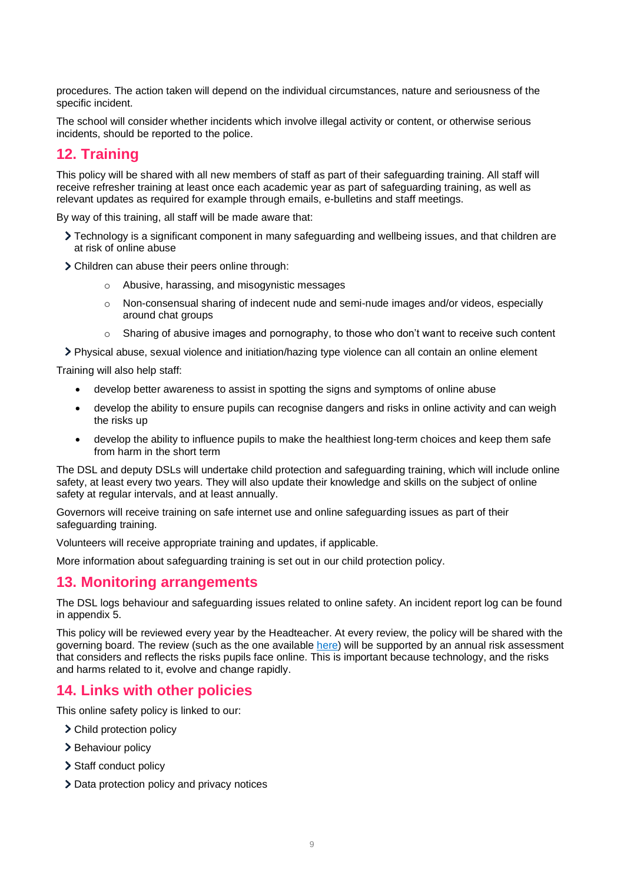procedures. The action taken will depend on the individual circumstances, nature and seriousness of the specific incident.

The school will consider whether incidents which involve illegal activity or content, or otherwise serious incidents, should be reported to the police.

## 12. Training

This policy will be shared with all new members of staff as part of their safeguarding training. All staff will receive refresher training at least once each academic year as part of safeguarding training, as well as relevant updates as required for example through emails, e-bulletins and staff meetings.

By way of this training, all staff will be made aware that:

- Technology is a significant component in many safeguarding and wellbeing issues, and that children are at risk of online abuse
- Children can abuse their peers online through:
  - Abusive, harassing, and misogynistic messages
  - Non-consensual sharing of indecent nude and semi-nude images and/or videos, especially around chat groups
  - Sharing of abusive images and pornography, to those who don't want to receive such content
- Physical abuse, sexual violence and initiation/hazing type violence can all contain an online element

Training will also help staff:

- develop better awareness to assist in spotting the signs and symptoms of online abuse
- develop the ability to ensure pupils can recognise dangers and risks in online activity and can weigh the risks up
- develop the ability to influence pupils to make the healthiest long-term choices and keep them safe from harm in the short term

The DSL and deputy DSLs will undertake child protection and safeguarding training, which will include online safety, at least every two years. They will also update their knowledge and skills on the subject of online safety at regular intervals, and at least annually.

Governors will receive training on safe internet use and online safeguarding issues as part of their safeguarding training.

Volunteers will receive appropriate training and updates, if applicable.

More information about safeguarding training is set out in our child protection policy.

## 13. Monitoring arrangements

The DSL logs behaviour and safeguarding issues related to online safety. An incident report log can be found in appendix 5.

This policy will be reviewed every year by the Headteacher. At every review, the policy will be shared with the governing board. The review (such as the one available here) will be supported by an annual risk assessment that considers and reflects the risks pupils face online. This is important because technology, and the risks and harms related to it, evolve and change rapidly.

## 14. Links with other policies

This online safety policy is linked to our:

- Child protection policy
- Behaviour policy
- Staff conduct policy
- Data protection policy and privacy notices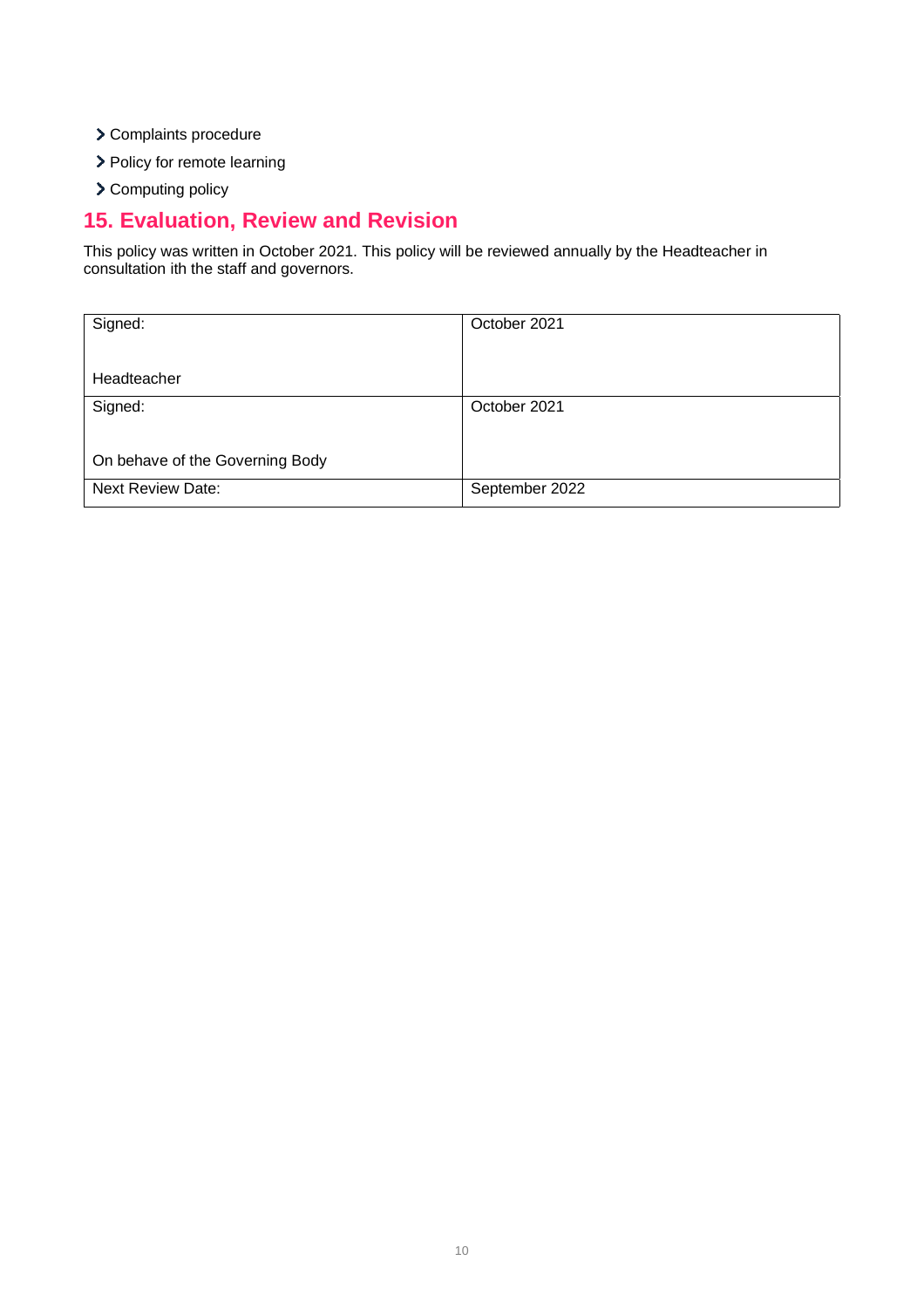- Complaints procedure
- Policy for remote learning
- Computing policy

## 15. Evaluation, Review and Revision

This policy was written in October 2021. This policy will be reviewed annually by the Headteacher in consultation ith the staff and governors.

| Signed:<br><br>Headteacher | October 2021 |
|---|---|
| Signed:<br><br>On behave of the Governing Body | October 2021 |
| Next Review Date: | September 2022 |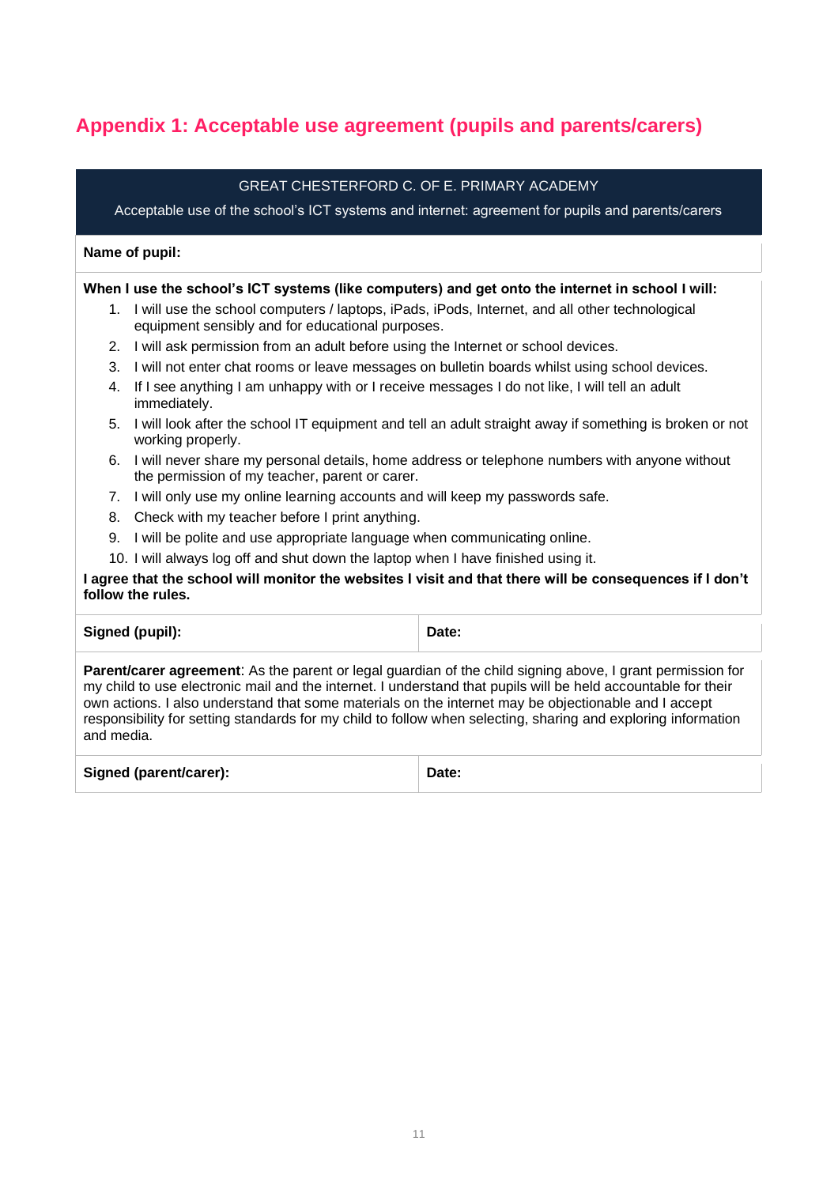## Appendix 1: Acceptable use agreement (pupils and parents/carers)

| GREAT CHESTERFORD C. OF E. PRIMARY ACADEMY<br>Acceptable use of the school's ICT systems and internet: agreement for pupils and parents/carers | |
|---|---|
| **Name of pupil:** | |

**When I use the school's ICT systems (like computers) and get onto the internet in school I will:**

1. I will use the school computers / laptops, iPads, iPods, Internet, and all other technological equipment sensibly and for educational purposes.
2. I will ask permission from an adult before using the Internet or school devices.
3. I will not enter chat rooms or leave messages on bulletin boards whilst using school devices.
4. If I see anything I am unhappy with or I receive messages I do not like, I will tell an adult immediately.
5. I will look after the school IT equipment and tell an adult straight away if something is broken or not working properly.
6. I will never share my personal details, home address or telephone numbers with anyone without the permission of my teacher, parent or carer.
7. I will only use my online learning accounts and will keep my passwords safe.
8. Check with my teacher before I print anything.
9. I will be polite and use appropriate language when communicating online.
10. I will always log off and shut down the laptop when I have finished using it.

**I agree that the school will monitor the websites I visit and that there will be consequences if I don't follow the rules.**

| **Signed (pupil):** | **Date:** |
|---|---|

**Parent/carer agreement**: As the parent or legal guardian of the child signing above, I grant permission for my child to use electronic mail and the internet. I understand that pupils will be held accountable for their own actions. I also understand that some materials on the internet may be objectionable and I accept responsibility for setting standards for my child to follow when selecting, sharing and exploring information and media.

| **Signed (parent/carer):** | **Date:** |
|---|---|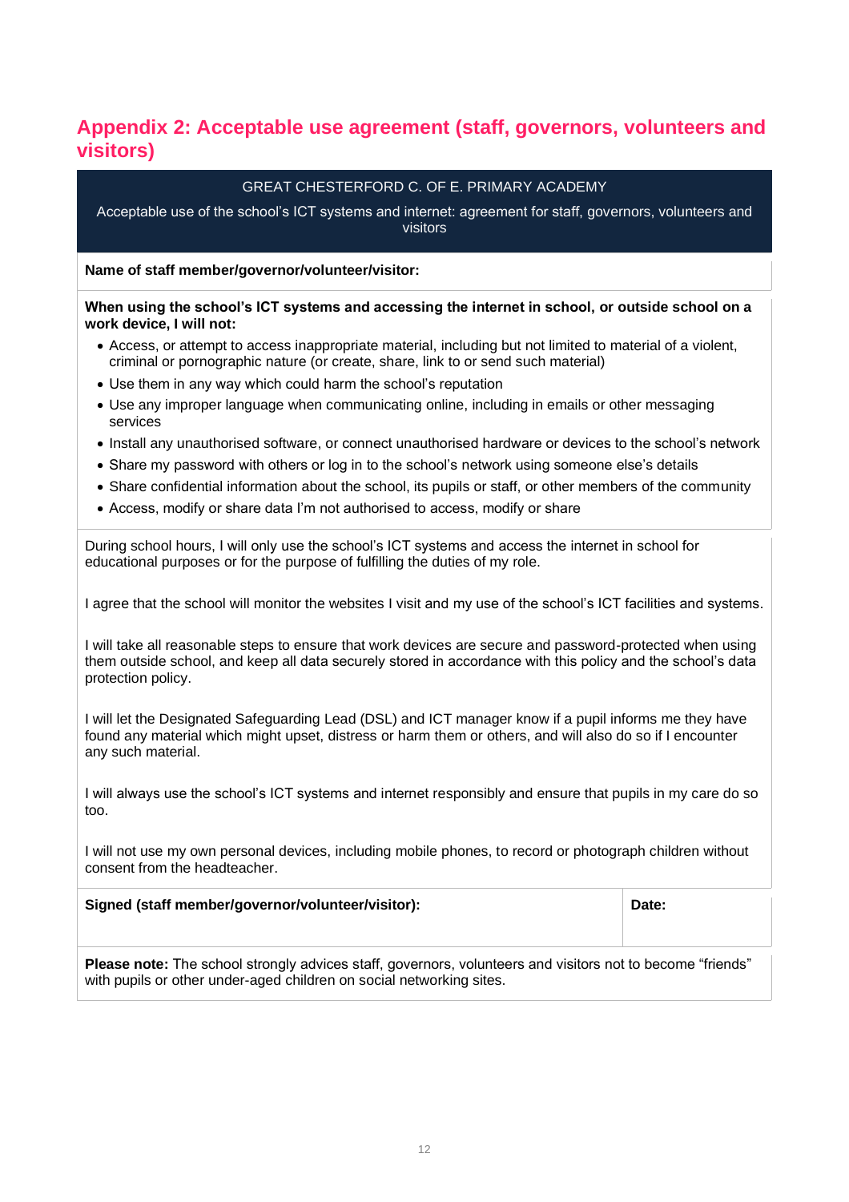## Appendix 2: Acceptable use agreement (staff, governors, volunteers and visitors)

GREAT CHESTERFORD C. OF E. PRIMARY ACADEMY

Acceptable use of the school's ICT systems and internet: agreement for staff, governors, volunteers and visitors

**Name of staff member/governor/volunteer/visitor:**

**When using the school's ICT systems and accessing the internet in school, or outside school on a work device, I will not:**

- Access, or attempt to access inappropriate material, including but not limited to material of a violent, criminal or pornographic nature (or create, share, link to or send such material)
- Use them in any way which could harm the school's reputation
- Use any improper language when communicating online, including in emails or other messaging services
- Install any unauthorised software, or connect unauthorised hardware or devices to the school's network
- Share my password with others or log in to the school's network using someone else's details
- Share confidential information about the school, its pupils or staff, or other members of the community
- Access, modify or share data I'm not authorised to access, modify or share

During school hours, I will only use the school's ICT systems and access the internet in school for educational purposes or for the purpose of fulfilling the duties of my role.

I agree that the school will monitor the websites I visit and my use of the school's ICT facilities and systems.

I will take all reasonable steps to ensure that work devices are secure and password-protected when using them outside school, and keep all data securely stored in accordance with this policy and the school's data protection policy.

I will let the Designated Safeguarding Lead (DSL) and ICT manager know if a pupil informs me they have found any material which might upset, distress or harm them or others, and will also do so if I encounter any such material.

I will always use the school's ICT systems and internet responsibly and ensure that pupils in my care do so too.

I will not use my own personal devices, including mobile phones, to record or photograph children without consent from the headteacher.

| **Signed (staff member/governor/volunteer/visitor):** | **Date:** |
| --- | --- |

**Please note:** The school strongly advices staff, governors, volunteers and visitors not to become "friends" with pupils or other under-aged children on social networking sites.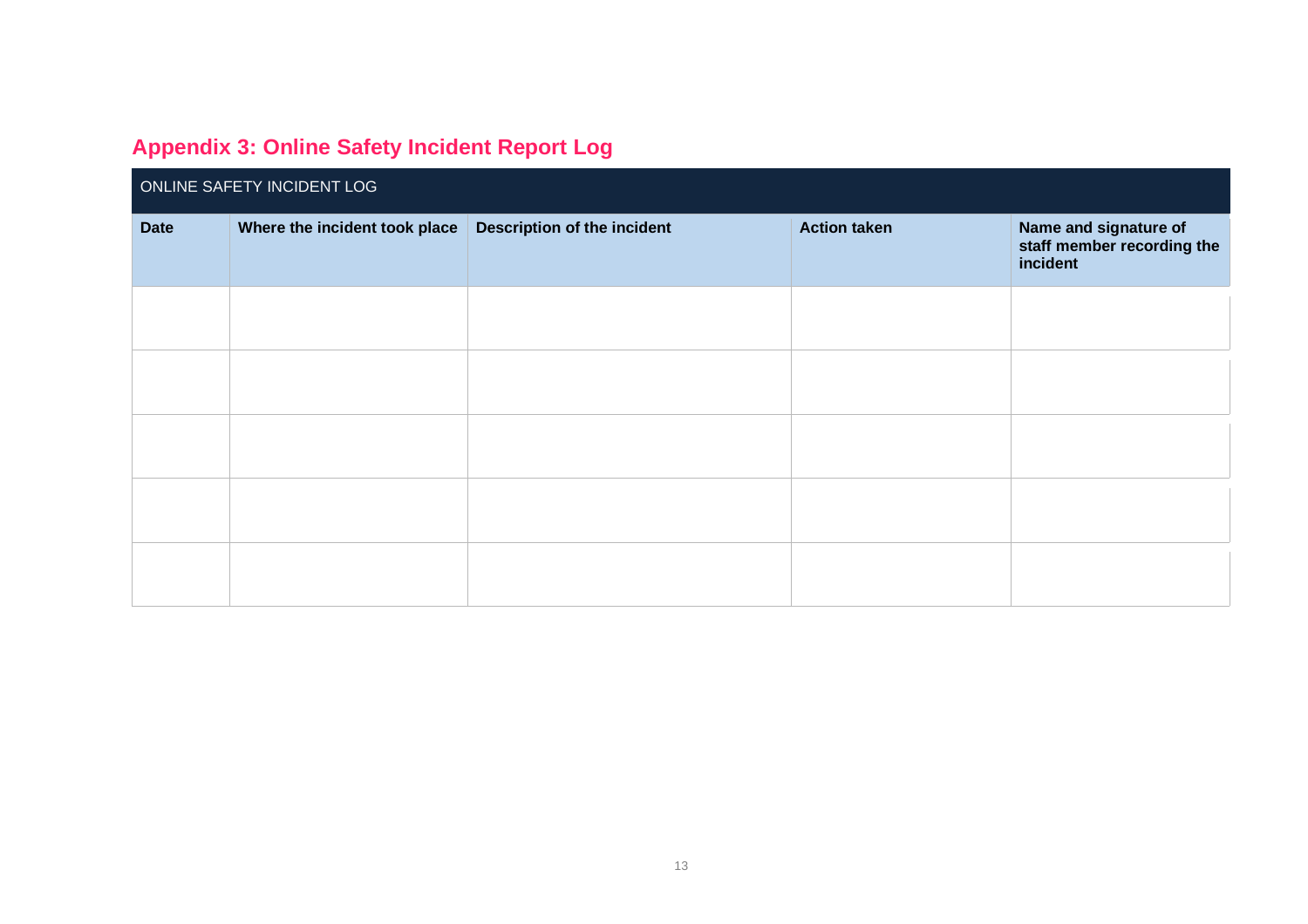## Appendix 3: Online Safety Incident Report Log

| ONLINE SAFETY INCIDENT LOG | | | | |
|---|---|---|---|---|
| **Date** | **Where the incident took place** | **Description of the incident** | **Action taken** | **Name and signature of staff member recording the incident** |
| | | | | |
| | | | | |
| | | | | |
| | | | | |
| | | | | |